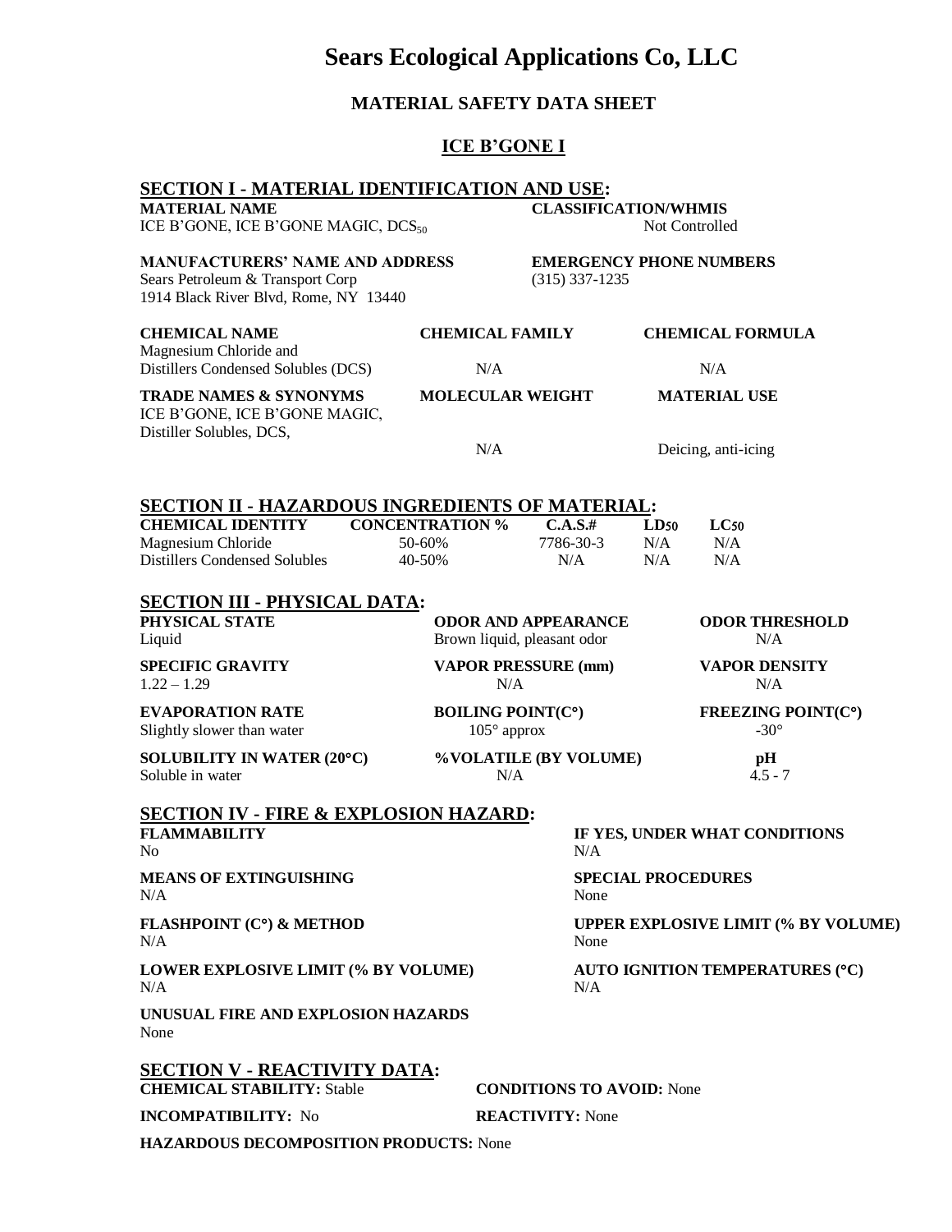# Sears Ecological Applications Co, LLC

## MATERIAL SAFETY DATA SHEET

## ICE B'GONE I

### SECTION I - MATERIAL IDENTIFICATION AND USE:

| MATERIAL NAME | CLASSIFICATION/WHMIS |
|---|---|
| ICE B'GONE, ICE B'GONE MAGIC, $DCS_{50}$ | Not Controlled |

| MANUFACTURERS' NAME AND ADDRESS | EMERGENCY PHONE NUMBERS |
|---|---|
| Sears Petroleum & Transport Corp<br>1914 Black River Blvd, Rome, NY 13440 | (315) 337-1235 |

| CHEMICAL NAME | CHEMICAL FAMILY | CHEMICAL FORMULA |
|---|---|---|
| Magnesium Chloride and Distillers Condensed Solubles (DCS) | N/A | N/A |

| TRADE NAMES & SYNONYMS | MOLECULAR WEIGHT | MATERIAL USE |
|---|---|---|
| ICE B'GONE, ICE B'GONE MAGIC, Distiller Solubles, DCS, | N/A | Deicing, anti-icing |

### SECTION II - HAZARDOUS INGREDIENTS OF MATERIAL:

| CHEMICAL IDENTITY | CONCENTRATION % | C.A.S.# | $LD_{50}$ | $LC_{50}$ |
|---|---|---|---|---|
| Magnesium Chloride | 50-60% | 7786-30-3 | N/A | N/A |
| Distillers Condensed Solubles | 40-50% | N/A | N/A | N/A |

### SECTION III - PHYSICAL DATA:

| PHYSICAL STATE | ODOR AND APPEARANCE | ODOR THRESHOLD |
|---|---|---|
| Liquid | Brown liquid, pleasant odor | N/A |
| **SPECIFIC GRAVITY** | **VAPOR PRESSURE (mm)** | **VAPOR DENSITY** |
| 1.22 – 1.29 | N/A | N/A |
| **EVAPORATION RATE** | **BOILING POINT(C°)** | **FREEZING POINT(C°)** |
| Slightly slower than water | 105° approx | -30° |
| **SOLUBILITY IN WATER (20°C)** | **%VOLATILE (BY VOLUME)** | **pH** |
| Soluble in water | N/A | 4.5 - 7 |

### SECTION IV - FIRE & EXPLOSION HAZARD:

| FLAMMABILITY | IF YES, UNDER WHAT CONDITIONS |
|---|---|
| No | N/A |
| **MEANS OF EXTINGUISHING** | **SPECIAL PROCEDURES** |
| N/A | None |
| **FLASHPOINT (C°) & METHOD** | **UPPER EXPLOSIVE LIMIT (% BY VOLUME)** |
| N/A | None |
| **LOWER EXPLOSIVE LIMIT (% BY VOLUME)** | **AUTO IGNITION TEMPERATURES (°C)** |
| N/A | N/A |

**UNUSUAL FIRE AND EXPLOSION HAZARDS**
None

### SECTION V - REACTIVITY DATA:

**CHEMICAL STABILITY:** Stable **CONDITIONS TO AVOID:** None

**INCOMPATIBILITY:** No **REACTIVITY:** None

**HAZARDOUS DECOMPOSITION PRODUCTS:** None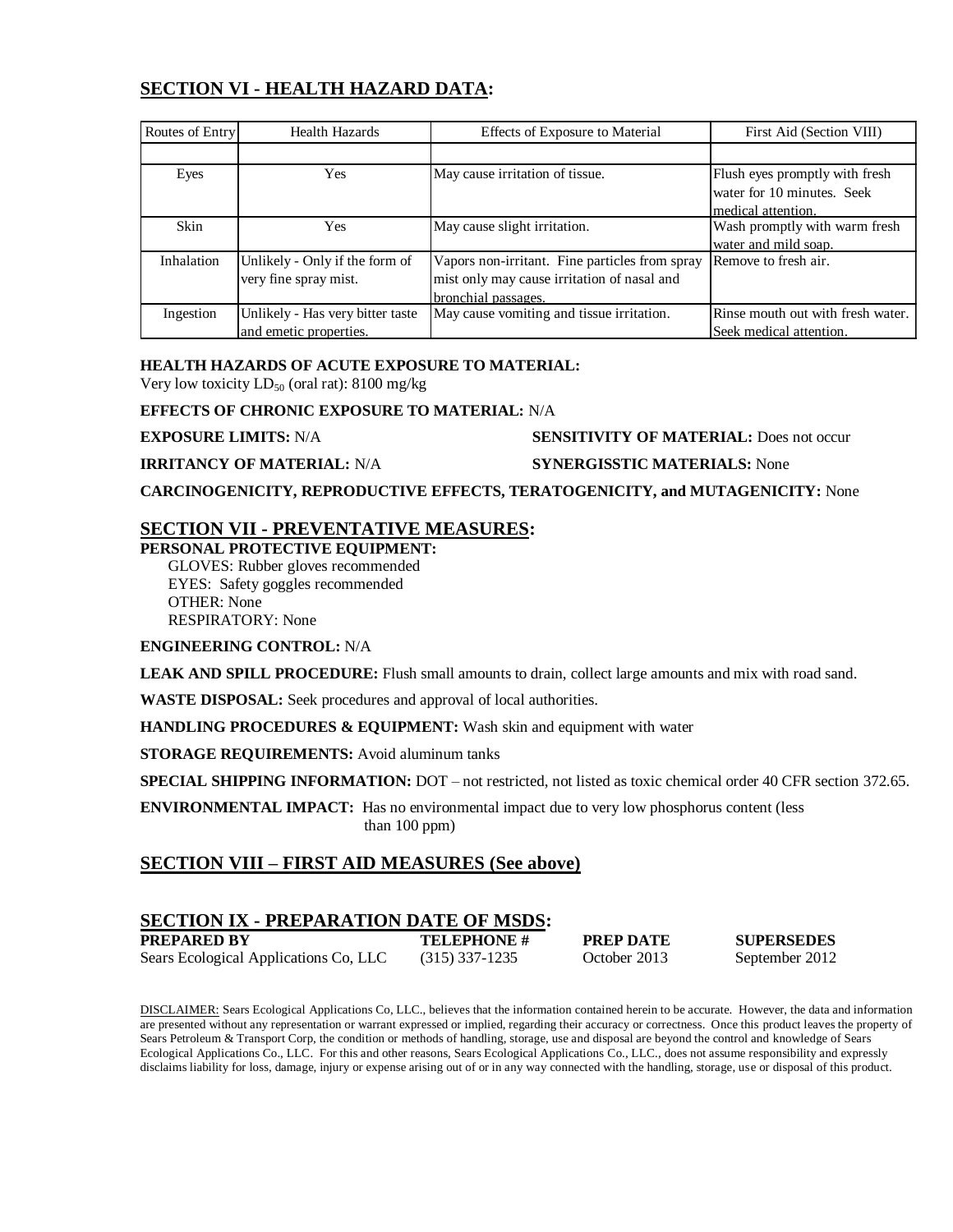## SECTION VI - HEALTH HAZARD DATA:

| Routes of Entry | Health Hazards | Effects of Exposure to Material | First Aid (Section VIII) |
|---|---|---|---|
| | | | |
| Eyes | Yes | May cause irritation of tissue. | Flush eyes promptly with fresh water for 10 minutes. Seek medical attention. |
| Skin | Yes | May cause slight irritation. | Wash promptly with warm fresh water and mild soap. |
| Inhalation | Unlikely - Only if the form of very fine spray mist. | Vapors non-irritant. Fine particles from spray mist only may cause irritation of nasal and bronchial passages. | Remove to fresh air. |
| Ingestion | Unlikely - Has very bitter taste and emetic properties. | May cause vomiting and tissue irritation. | Rinse mouth out with fresh water. Seek medical attention. |

**HEALTH HAZARDS OF ACUTE EXPOSURE TO MATERIAL:**
Very low toxicity $LD_{50}$ (oral rat): 8100 mg/kg

**EFFECTS OF CHRONIC EXPOSURE TO MATERIAL:** N/A

**EXPOSURE LIMITS:** N/A

**SENSITIVITY OF MATERIAL:** Does not occur

**IRRITANCY OF MATERIAL:** N/A

**SYNERGISSTIC MATERIALS:** None

**CARCINOGENICITY, REPRODUCTIVE EFFECTS, TERATOGENICITY, and MUTAGENICITY:** None

## SECTION VII - PREVENTATIVE MEASURES:

**PERSONAL PROTECTIVE EQUIPMENT:**

GLOVES: Rubber gloves recommended
EYES: Safety goggles recommended
OTHER: None
RESPIRATORY: None

**ENGINEERING CONTROL:** N/A

**LEAK AND SPILL PROCEDURE:** Flush small amounts to drain, collect large amounts and mix with road sand.

**WASTE DISPOSAL:** Seek procedures and approval of local authorities.

**HANDLING PROCEDURES & EQUIPMENT:** Wash skin and equipment with water

**STORAGE REQUIREMENTS:** Avoid aluminum tanks

**SPECIAL SHIPPING INFORMATION:** DOT – not restricted, not listed as toxic chemical order 40 CFR section 372.65.

**ENVIRONMENTAL IMPACT:** Has no environmental impact due to very low phosphorus content (less than 100 ppm)

## SECTION VIII – FIRST AID MEASURES (See above)

## SECTION IX - PREPARATION DATE OF MSDS:

| PREPARED BY | TELEPHONE # | PREP DATE | SUPERSEDES |
|---|---|---|---|
| Sears Ecological Applications Co, LLC | (315) 337-1235 | October 2013 | September 2012 |

DISCLAIMER: Sears Ecological Applications Co, LLC., believes that the information contained herein to be accurate. However, the data and information are presented without any representation or warrant expressed or implied, regarding their accuracy or correctness. Once this product leaves the property of Sears Petroleum & Transport Corp, the condition or methods of handling, storage, use and disposal are beyond the control and knowledge of Sears Ecological Applications Co., LLC. For this and other reasons, Sears Ecological Applications Co., LLC., does not assume responsibility and expressly disclaims liability for loss, damage, injury or expense arising out of or in any way connected with the handling, storage, use or disposal of this product.